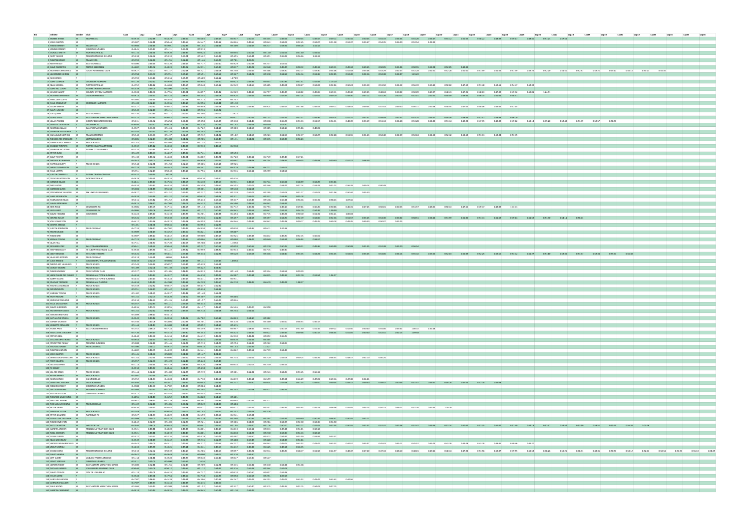| 8ib Athlete Gender Club<br>1 BOBBIE INVINE M SEAPARK AC                                                                            |    |                                                                                                                                                                                                                                                                                                                                                                                                                                                              |             |                                                      |             |                                 |                                                                                                                                                                                                                                                                                                                                 |                 |         |                                                                             |             |         |                 |         |                  |                                                                                                                                                                                                                                    |         |  |  |                                                                                                                                                                                                                                 |  |         |                                                                                                                                                                                                                                  |           |  | Lap31                                                                                                                                                                                                                                | Lap33 |  |
|------------------------------------------------------------------------------------------------------------------------------------|----|--------------------------------------------------------------------------------------------------------------------------------------------------------------------------------------------------------------------------------------------------------------------------------------------------------------------------------------------------------------------------------------------------------------------------------------------------------------|-------------|------------------------------------------------------|-------------|---------------------------------|---------------------------------------------------------------------------------------------------------------------------------------------------------------------------------------------------------------------------------------------------------------------------------------------------------------------------------|-----------------|---------|-----------------------------------------------------------------------------|-------------|---------|-----------------|---------|------------------|------------------------------------------------------------------------------------------------------------------------------------------------------------------------------------------------------------------------------------|---------|--|--|---------------------------------------------------------------------------------------------------------------------------------------------------------------------------------------------------------------------------------|--|---------|----------------------------------------------------------------------------------------------------------------------------------------------------------------------------------------------------------------------------------|-----------|--|--------------------------------------------------------------------------------------------------------------------------------------------------------------------------------------------------------------------------------------|-------|--|
| 2 JOHN CARTEN<br>S MARK RAMSEY M TEAM VEDA                                                                                         |    |                                                                                                                                                                                                                                                                                                                                                                                                                                                              |             |                                                      |             |                                 |                                                                                                                                                                                                                                                                                                                                 |                 |         |                                                                             |             |         |                 |         |                  |                                                                                                                                                                                                                                    |         |  |  |                                                                                                                                                                                                                                 |  |         |                                                                                                                                                                                                                                  |           |  |                                                                                                                                                                                                                                      |       |  |
|                                                                                                                                    |    | $\begin{tabular}{l c c c c} \hline $6$ & \textit{ANNER} RAMSEY & & & \multicolumn{2}{c}{\textit{CRMEAU RUNNERS}} \\ \hline \multicolumn{2}{c}{\textit{7}~\textit{DONALD SMITH}} & & \multicolumn{2}{c}{\textit{M}} & \multicolumn{2}{c}{\textit{NOMEAU RUNNERS}} \\ \hline \multicolumn{2}{c}{\textit{8}~\textit{NOMAIC}} & & \multicolumn{2}{c}{\textit{M}} & \multicolumn{2}{c}{\textit{NOMEAU RUNNERS}} \\ \hline \multicolumn{2}{c}{\textit{9}~$         |             |                                                      | 0.51:11     |                                 | 0.59:13                                                                                                                                                                                                                                                                                                                         |                 |         |                                                                             |             |         |                 |         |                  |                                                                                                                                                                                                                                    |         |  |  |                                                                                                                                                                                                                                 |  |         |                                                                                                                                                                                                                                  |           |  |                                                                                                                                                                                                                                      |       |  |
|                                                                                                                                    |    |                                                                                                                                                                                                                                                                                                                                                                                                                                                              |             |                                                      |             |                                 | 0-48-45 0-50-27 0-51-11 0-53-08 0-597-13<br>0-51-16 0-51-53 0-49-20 0-62-34 0-50-24 0-50-47 0-50-56 0-50-42 0-51-30 0-51-52 0-51-40 0-54-41<br>0-51-38 0-53-52 0-53-33 0-54-01 0-55-22 0-53-36 0-54-55 0-54-44 0-54-51 0-55-08 0-56-                                                                                            |                 |         |                                                                             |             |         |                 |         |                  |                                                                                                                                                                                                                                    |         |  |  |                                                                                                                                                                                                                                 |  |         |                                                                                                                                                                                                                                  |           |  |                                                                                                                                                                                                                                      |       |  |
|                                                                                                                                    |    |                                                                                                                                                                                                                                                                                                                                                                                                                                                              |             |                                                      |             |                                 | $\begin{array}{cccccccc} 0.53:38 & 0.52:52 & 0.53:33 & 0.54:01 & 0.55:22 & 0.53:36 & 0.54:55 & 0.54:44 \\[2mm] 0.52:59 & 0.52:36 & 0.51:55 & 0.52:36 & 0.51:46 & 0.53:23 & 0.57:01 & 1.03:05 \end{array}$                                                                                                                       |                 |         |                                                                             |             |         |                 |         |                  |                                                                                                                                                                                                                                    |         |  |  |                                                                                                                                                                                                                                 |  |         |                                                                                                                                                                                                                                  |           |  |                                                                                                                                                                                                                                      |       |  |
|                                                                                                                                    |    | 10 KEITH REILLY M EAST DOWN AC<br>12 DAVE ANDREWS M METRO ABERDEEN                                                                                                                                                                                                                                                                                                                                                                                           |             |                                                      |             |                                 |                                                                                                                                                                                                                                                                                                                                 |                 |         |                                                                             |             |         |                 |         |                  |                                                                                                                                                                                                                                    |         |  |  |                                                                                                                                                                                                                                 |  |         |                                                                                                                                                                                                                                  |           |  | 0-01234 0-0437 0-0432 0-0237 0-0332 0-0333 0-0334 0-0434 0-0434 0-043 0-0434 0-043 0-033 0-033 0-033 0-033 0-033<br>0-4432 0-0432 0-0432 0-0331 0-0331 0-0332 0-0343 0-0437 0-0432 0-0431 0-0434 0-043 0-0333 0-0333 0-0333 0-033    |       |  |
| 15 ALEXANDER HERON M M                                                                                                             |    | 13 RICHARD CRANSWICK M IDIOTS RUNNINING CLUB                                                                                                                                                                                                                                                                                                                                                                                                                 |             |                                                      |             |                                 |                                                                                                                                                                                                                                                                                                                                 |                 |         |                                                                             |             |         |                 |         |                  |                                                                                                                                                                                                                                    |         |  |  |                                                                                                                                                                                                                                 |  |         |                                                                                                                                                                                                                                  |           |  |                                                                                                                                                                                                                                      |       |  |
|                                                                                                                                    |    | 16 SUE HERON F<br>17 GARY CURRAN M CROSSGAR HARRIERS                                                                                                                                                                                                                                                                                                                                                                                                         |             |                                                      |             |                                 | 05259 053:16 05334 055:25 056:09 056:12 1:07:09<br>051:20 052:12 0:49:50 0:49:26 0:49:56 0:49:10 050:23 0:49:34 050:53 0:50:36 0:51:51 0:52:49 1:15:20                                                                                                                                                                          |                 |         |                                                                             |             |         |                 |         |                  |                                                                                                                                                                                                                                    |         |  |  |                                                                                                                                                                                                                                 |  |         |                                                                                                                                                                                                                                  |           |  |                                                                                                                                                                                                                                      |       |  |
|                                                                                                                                    |    |                                                                                                                                                                                                                                                                                                                                                                                                                                                              |             | 0:48:22                                              | 0.46:04     | 0:49:55                         |                                                                                                                                                                                                                                                                                                                                 |                 |         |                                                                             |             |         |                 |         |                  |                                                                                                                                                                                                                                    |         |  |  |                                                                                                                                                                                                                                 |  |         | 0.50x48 0.50:12 0.49x49 0.51:56 0.54:05 0.49x94 0.50:27 0.52:02 0.53:04 0.53:10 0.53:50 0.54:52 0.56:19 0.53:48 0.50:02 0.47:52 0.51:40 0.52:39                                                                                  |           |  |                                                                                                                                                                                                                                      |       |  |
| 21 LOUISE SMART                                                                                                                    |    | $\begin{tabular}{l c c c c} \hline 18 & SEAN NICKEL & \multicolumn{2}{c}{M} & \multicolumn{2}{c}{NORMN}\,\texttt{AC} \\ 20 & \multicolumn{2}{c}{GANN}\,\texttt{MCC}\,\texttt{OUT} & \multicolumn{2}{c}{M} & \multicolumn{2}{c}{NORMN}\,\texttt{TC} \\ \hline \end{tabular}$<br>COUNTY ANTRIM HARRIERS                                                                                                                                                        |             |                                                      |             | 0.4339 0.45.05 0.45.00 0.50.22  |                                                                                                                                                                                                                                                                                                                                 |                 |         |                                                                             |             |         |                 |         |                  |                                                                                                                                                                                                                                    |         |  |  |                                                                                                                                                                                                                                 |  |         |                                                                                                                                                                                                                                  | $1:24-51$ |  |                                                                                                                                                                                                                                      |       |  |
|                                                                                                                                    |    | 22 RICHARD SHANNON M OMAGH HARRIERS                                                                                                                                                                                                                                                                                                                                                                                                                          |             |                                                      |             |                                 |                                                                                                                                                                                                                                                                                                                                 |                 |         |                                                                             |             |         |                 |         |                  |                                                                                                                                                                                                                                    |         |  |  |                                                                                                                                                                                                                                 |  |         | 0-09334 0-4504 0-4525 0-4547 0-4546 0-4534 0-4535 0-4537 0-4536 0-4542 0-4546 0-4532 0-5336 0-4335 0-4336 0-43<br>0-09334 0-4535 0-4534 0-4536 0-4640 0-4534 0-4539 0-4537 0-4536 0-4549 0-4549 0-4542 0-4549 0-4535 0-4549 0-45 |           |  |                                                                                                                                                                                                                                      |       |  |
|                                                                                                                                    |    | $\begin{tabular}{l c c c c} \hline 23&\text{MALCDLM CUFFE} & \text{M} & \\ \hline 24&\text{PAUL CASEMENT} & \text{M} & \text{CROSSGAR HABRIERS} \\ \hline \end{tabular}$                                                                                                                                                                                                                                                                                     |             |                                                      |             |                                 | 0.53.05 0.51.45 0.48.54 0.50.28 0.52.13 0.51.28 0.52.52<br>0.51.20 0.52.14 0.49.36 0.49.10 0.49.56 0.50.41 0.51.10                                                                                                                                                                                                              |                 |         |                                                                             |             |         |                 |         |                  |                                                                                                                                                                                                                                    |         |  |  |                                                                                                                                                                                                                                 |  |         |                                                                                                                                                                                                                                  |           |  |                                                                                                                                                                                                                                      |       |  |
| 25 GEOFF SMYTH M M M 27 RALPH LAVERY M M                                                                                           |    |                                                                                                                                                                                                                                                                                                                                                                                                                                                              |             |                                                      |             |                                 | $\begin{array}{cccccc} 0.52.27 & 0.52.42 & 0.50.42 & 0.40:39 & 0.40:49 & 0.40:18 \\ 0.52.49 & 0.52.20 & 0.51:11 & 0.52:48 & 0.52:36 & 0.54.22 \end{array}$                                                                                                                                                                      |                 | 0:50:29 |                                                                             |             |         |                 |         |                  |                                                                                                                                                                                                                                    |         |  |  | 0.49:34 0.49:24 0.49:47 0.47:46 0.49:53 0.49:12 0.48:43 0.49:04 0.47:43 0.49:30 0.59:11 0.51:08 0.48:44 0.47:22 0.48:06 0.46:45 0.47:05                                                                                         |  |         |                                                                                                                                                                                                                                  |           |  |                                                                                                                                                                                                                                      |       |  |
| 28 JOE QUINN                                                                                                                       | A4 | EAST DOWN AC                                                                                                                                                                                                                                                                                                                                                                                                                                                 | 0:47:36     | 0:50:39                                              | 0.51:17     | 0:52:44                         | 0.53:04                                                                                                                                                                                                                                                                                                                         | 0.57.07         | 1:19:23 |                                                                             |             |         |                 |         |                  |                                                                                                                                                                                                                                    |         |  |  |                                                                                                                                                                                                                                 |  |         |                                                                                                                                                                                                                                  |           |  |                                                                                                                                                                                                                                      |       |  |
|                                                                                                                                    |    | 29 CRAIS MILLS M EAST ANTRIM MARATHON SERIES                                                                                                                                                                                                                                                                                                                                                                                                                 |             |                                                      |             |                                 |                                                                                                                                                                                                                                                                                                                                 |                 |         |                                                                             |             |         |                 |         |                  |                                                                                                                                                                                                                                    |         |  |  | 05225 05233 05042 04053 040:14 05056 05021 05044 05133 052:14 05237 04036 050:14 05121 04059 05142 05325 05457 05030 04836 05251 053-33 05629                                                                                   |  |         |                                                                                                                                                                                                                                  |           |  | 05851                                                                                                                                                                                                                                |       |  |
|                                                                                                                                    |    | 30 ALLAN PARKIN M GREENFIELD GREENHOUNDS<br>31 JANETTE DAVIDSON F DROMORE AC                                                                                                                                                                                                                                                                                                                                                                                 |             |                                                      |             |                                 |                                                                                                                                                                                                                                                                                                                                 |                 |         |                                                                             |             |         | 0.52:16 0.55:06 |         |                  |                                                                                                                                                                                                                                    |         |  |  |                                                                                                                                                                                                                                 |  |         | 05040 05020 0503 05030 05030 05140 05140 05030 05030 05157 05431 05330 05134 05440 05328 0540 05334 04920 04920 04920 05340 04920 05340 04920 05340 06329 05340 06329 05340 06329 05340 06329 05340 06329 05340 05340 05350 05   |           |  |                                                                                                                                                                                                                                      |       |  |
|                                                                                                                                    |    | 32 SUSANNA ALLAN F BALLYMENA RUNNERS<br>33 JENNIFER MULIVENNA F                                                                                                                                                                                                                                                                                                                                                                                              |             |                                                      |             |                                 | 0.52.54 0.52.27 0.51:10 0.52:46 0.52:45 0.53:26                                                                                                                                                                                                                                                                                 | 0.51:18         | 0:53:03 | 0.51:53 0.53.05                                                             |             |         |                 | 0:48:01 |                  |                                                                                                                                                                                                                                    |         |  |  |                                                                                                                                                                                                                                 |  |         |                                                                                                                                                                                                                                  |           |  |                                                                                                                                                                                                                                      |       |  |
|                                                                                                                                    |    | 34 GUILLAUME ARTHUS M TEAM GATORADE<br>36 MONICA MC CRICKARD F LEITRIM LADIES                                                                                                                                                                                                                                                                                                                                                                                |             |                                                      |             |                                 | 0.52.40 0.53.04 0.51.37 0.52.45 0.52.32 0.51.32 0.51.53 0.51.53 0.51.59 0.52.17<br>0.53.05 0.52.23 0.51.08 0.51.02 0.52.05 0.50.40 0.51.11 0.51.01 0.53.15 0.53.39 0.56.23                                                                                                                                                      |                 |         |                                                                             |             |         |                 | 0:52:27 |                  | 0.52:28 0.51:55 0.51:43 0.52:40 0.52:39 0.52:04 0.51:50                                                                                                                                                                            |         |  |  | 0:52:32 0:50:12                                                                                                                                                                                                                 |  |         |                                                                                                                                                                                                                                  |           |  |                                                                                                                                                                                                                                      |       |  |
| 39 DAMIEN MC CAFFERY M MUCK HOGGS                                                                                                  |    |                                                                                                                                                                                                                                                                                                                                                                                                                                                              |             |                                                      |             |                                 | $\begin{array}{cccccccc} 0.51.45 & 0.51.40 & 0.45.08 & 0.49.51 & 0.51.35 & 0.54.03 \\ 0.49.32 & 0.45.12 & 0.43.33 & 0.40.08 & 0.39.33 & 0.40.58 & 0.49.38 \end{array}$                                                                                                                                                          |                 |         |                                                                             |             |         |                 |         |                  |                                                                                                                                                                                                                                    |         |  |  |                                                                                                                                                                                                                                 |  |         |                                                                                                                                                                                                                                  |           |  |                                                                                                                                                                                                                                      |       |  |
|                                                                                                                                    |    | 41 EUGENE WINTERS M NORTH COAST MARATHON<br>45 JENNIFER MC ATEER F NEWRY CITY RUNNERS                                                                                                                                                                                                                                                                                                                                                                        | 0.52.24     | 0:52:31                                              | 0.55:13     | 1:03:34                         |                                                                                                                                                                                                                                                                                                                                 |                 |         |                                                                             |             |         |                 |         |                  |                                                                                                                                                                                                                                    |         |  |  |                                                                                                                                                                                                                                 |  |         |                                                                                                                                                                                                                                  |           |  |                                                                                                                                                                                                                                      |       |  |
| 46 PETER RUSK MILL MILL<br>47 DAVY FOSTER                                                                                          |    |                                                                                                                                                                                                                                                                                                                                                                                                                                                              |             |                                                      |             |                                 | 0.5129 0.48.03 0.44.37 0.45.07 0.47.41 0.46.54 0.55.53<br>0.48-02                                                                                                                                                                                                                                                               | 0.47-21         |         | 04711                                                                       | $0.47 - 49$ | 0:47:40 |                 |         |                  |                                                                                                                                                                                                                                    |         |  |  |                                                                                                                                                                                                                                 |  |         |                                                                                                                                                                                                                                  |           |  |                                                                                                                                                                                                                                      |       |  |
| 48 NATALIE BOWBANKS F                                                                                                              |    |                                                                                                                                                                                                                                                                                                                                                                                                                                                              |             |                                                      | 0.44:28     | 0:47:01                         |                                                                                                                                                                                                                                                                                                                                 |                 | 0:47:20 |                                                                             |             |         |                 |         |                  | 1991-391 02-19202 02-1924-9 02-19202 02-02-2020 02-2020 02-2020 02-192020 02-202021 02-02-224<br>1948-43 02-51-02 02-02-45 0-49-022 0.49-59 0.47-14 02-00-07 04-02-48 0-147-54 0-48-32 0-50-35 0-49-58 0-50-40<br>1948-43 02-51-02 |         |  |  |                                                                                                                                                                                                                                 |  |         |                                                                                                                                                                                                                                  |           |  |                                                                                                                                                                                                                                      |       |  |
|                                                                                                                                    |    |                                                                                                                                                                                                                                                                                                                                                                                                                                                              |             |                                                      |             |                                 | 05248 05231 05350 05233 05305 05318 05935 05935 05925 05925 05301<br>04728 04546 04441 04431 04541 04541 0452 04819 04538 04721 05301<br>05251 05239 05240 04936 04735 04736 04824 04936 05011 05259 05452                                                                                                                      |                 |         |                                                                             |             |         |                 |         |                  |                                                                                                                                                                                                                                    |         |  |  |                                                                                                                                                                                                                                 |  |         |                                                                                                                                                                                                                                  |           |  |                                                                                                                                                                                                                                      |       |  |
|                                                                                                                                    |    |                                                                                                                                                                                                                                                                                                                                                                                                                                                              |             |                                                      |             |                                 |                                                                                                                                                                                                                                                                                                                                 |                 |         |                                                                             |             |         |                 |         |                  |                                                                                                                                                                                                                                    |         |  |  |                                                                                                                                                                                                                                 |  |         |                                                                                                                                                                                                                                  |           |  |                                                                                                                                                                                                                                      |       |  |
|                                                                                                                                    |    | 54 PAUL LAPPIN M<br>55 JUDITH CAMPBELL F NEWSY TRATHLON CLUB<br>57 TREVOR PAATTERSON M NORTH DOWN AC<br>58 GRAVEME BLACK M                                                                                                                                                                                                                                                                                                                                   |             | $0.5532 \qquad \qquad 0.59:13 \qquad \qquad 1.07:39$ |             |                                 |                                                                                                                                                                                                                                                                                                                                 |                 |         |                                                                             |             |         |                 |         |                  |                                                                                                                                                                                                                                    |         |  |  |                                                                                                                                                                                                                                 |  |         |                                                                                                                                                                                                                                  |           |  |                                                                                                                                                                                                                                      |       |  |
| 60 NICK LISTER                                                                                                                     |    |                                                                                                                                                                                                                                                                                                                                                                                                                                                              |             |                                                      |             |                                 |                                                                                                                                                                                                                                                                                                                                 |                 |         |                                                                             |             |         |                 |         |                  |                                                                                                                                                                                                                                    |         |  |  |                                                                                                                                                                                                                                 |  |         |                                                                                                                                                                                                                                  |           |  |                                                                                                                                                                                                                                      |       |  |
| 62 GORDON GLASS M                                                                                                                  |    |                                                                                                                                                                                                                                                                                                                                                                                                                                                              |             |                                                      |             |                                 |                                                                                                                                                                                                                                                                                                                                 |                 |         |                                                                             |             |         |                 |         |                  | 0.4434 0.4437 0.4434 0.4442 0.45.59 0.4652 0.4555 0.47.09 0.53.46 0.53.27 0.57.14 0.53.23 0.51.23 0.56.29 0.59.14 0.00.48<br>0.53.04 0.51.48 0.55.38 0.53.48 0.53.01 0.53.14 0.55.38 0.52.54                                       |         |  |  |                                                                                                                                                                                                                                 |  |         |                                                                                                                                                                                                                                  |           |  |                                                                                                                                                                                                                                      |       |  |
|                                                                                                                                    |    | 63 STEPHEN MC ALLISTER M MK LAKESIDE RUNNERS                                                                                                                                                                                                                                                                                                                                                                                                                 | 0.49.27     | 0:52:00                                              | 0.51.52     | 0:52:27                         | 0:52:37                                                                                                                                                                                                                                                                                                                         | 0.51.08         | 0:52:39 |                                                                             |             |         |                 |         |                  | 0.52:01 0.52:05 0.51:03 0.51:27 0.52:03 0.51:06 0.50:44 0.55:30                                                                                                                                                                    |         |  |  |                                                                                                                                                                                                                                 |  |         |                                                                                                                                                                                                                                  |           |  |                                                                                                                                                                                                                                      |       |  |
| 65 GARY MORRISON M<br>66 PADRAIG MC KEAG M                                                                                         |    |                                                                                                                                                                                                                                                                                                                                                                                                                                                              |             |                                                      |             |                                 | 0.49.31 0.42.49 0.51.32 0.50.33 0.62.53 0.45.54 0.46.52 0.48.42 0.53.32 0.53.33 0.53.33<br>0.53.34 0.53.42 0.51.52 0.53.36 0.53.39 0.53.39 0.53.37 0.53.39 0.53.33 0.54.34 0.54.53<br>0.49.35 0.48.20 0.47.03 0.46.06 0.45.53 0.45.5                                                                                            |                 |         |                                                                             |             |         |                 |         |                  |                                                                                                                                                                                                                                    |         |  |  |                                                                                                                                                                                                                                 |  |         |                                                                                                                                                                                                                                  |           |  |                                                                                                                                                                                                                                      |       |  |
| 67 GAVIN MARSHALL M                                                                                                                |    |                                                                                                                                                                                                                                                                                                                                                                                                                                                              |             |                                                      |             |                                 |                                                                                                                                                                                                                                                                                                                                 |                 |         |                                                                             |             |         |                 |         |                  |                                                                                                                                                                                                                                    |         |  |  |                                                                                                                                                                                                                                 |  |         |                                                                                                                                                                                                                                  |           |  |                                                                                                                                                                                                                                      |       |  |
| 68 KRS RYAN F CRUSADERS AC<br>69 LEO LUNDY M CRUSADERS AC                                                                          |    |                                                                                                                                                                                                                                                                                                                                                                                                                                                              |             |                                                      |             |                                 |                                                                                                                                                                                                                                                                                                                                 |                 |         |                                                                             |             |         |                 |         |                  |                                                                                                                                                                                                                                    |         |  |  |                                                                                                                                                                                                                                 |  |         |                                                                                                                                                                                                                                  |           |  |                                                                                                                                                                                                                                      |       |  |
| 70 DAVID HIGGINS<br>71 IAN MC AULEY MILLER                                                                                         | M  | JOG MOIRA                                                                                                                                                                                                                                                                                                                                                                                                                                                    |             |                                                      |             |                                 |                                                                                                                                                                                                                                                                                                                                 |                 |         |                                                                             |             |         |                 |         |                  |                                                                                                                                                                                                                                    |         |  |  |                                                                                                                                                                                                                                 |  |         | 05236 05565 05351 05236 05237 05457 05158 05357 05235 05259 05260 05236 05157 05325 05450 05602 05851 05444 05159 05150 05151 05159 04064 05159 05100 05141 05400                                                                |           |  |                                                                                                                                                                                                                                      |       |  |
| 73 KYLEJOHNSTON M M                                                                                                                |    |                                                                                                                                                                                                                                                                                                                                                                                                                                                              |             |                                                      |             |                                 | 0.46:12 0.47:28 0.48:23 0.49:28 0.48:58 0.49:37 0.48:46 0.49:39 0.49:42 0.49:28 0.50:17 0.49:25<br>0.51:01 0.51:51 0.50:46 0.49:47 0.49:53 0.52:24                                                                                                                                                                              |                 |         |                                                                             |             |         |                 |         | 0.49:18  0.49:35 |                                                                                                                                                                                                                                    | 0:49:50 |  |  |                                                                                                                                                                                                                                 |  |         |                                                                                                                                                                                                                                  |           |  |                                                                                                                                                                                                                                      |       |  |
|                                                                                                                                    |    | MURLOUGH AC                                                                                                                                                                                                                                                                                                                                                                                                                                                  |             | $0.48 - 10$                                          | 0.42(0)     | 0.47:42                         | $0.49 - 90$                                                                                                                                                                                                                                                                                                                     | 0.50.23         |         | $0.50:20 \qquad \qquad 0.51:35 \qquad \qquad 0.56:11 \qquad \qquad 1:17:18$ |             |         |                 |         |                  |                                                                                                                                                                                                                                    |         |  |  |                                                                                                                                                                                                                                 |  |         |                                                                                                                                                                                                                                  |           |  |                                                                                                                                                                                                                                      |       |  |
| 75 JUDITH ROBINSON F MURLO<br>76 FELIM MEADE M<br>77 MARK ORR                                                                      |    |                                                                                                                                                                                                                                                                                                                                                                                                                                                              |             |                                                      |             |                                 | 0.49.09 0.51:19 0.45.52 0.44:00 0.48:21 0.51:48 0.58:07                                                                                                                                                                                                                                                                         |                 |         |                                                                             |             |         |                 |         |                  |                                                                                                                                                                                                                                    |         |  |  |                                                                                                                                                                                                                                 |  |         |                                                                                                                                                                                                                                  |           |  |                                                                                                                                                                                                                                      |       |  |
|                                                                                                                                    |    | 78 KIERAN YOUNG M MURLOUGH AC                                                                                                                                                                                                                                                                                                                                                                                                                                |             |                                                      |             |                                 | 0.49.07 0.48.10 0.48.42 0.49.56 0.50.00 0.49.15 0.49.15 0.49.43 0.48.32 0.49.00 0.53.15 0.56.01<br>0.47.23 0.51.36 0.48.32 0.49.37 0.50.06 0.50.46 0.50.08 0.48.47 0.50.40 0.53.24 0.56.03 0.58.57                                                                                                                              |                 |         |                                                                             |             |         |                 |         |                  |                                                                                                                                                                                                                                    |         |  |  |                                                                                                                                                                                                                                 |  |         |                                                                                                                                                                                                                                  |           |  |                                                                                                                                                                                                                                      |       |  |
|                                                                                                                                    |    | 82 RICHARD COEY M BALLYDRAIN HARRIERS                                                                                                                                                                                                                                                                                                                                                                                                                        |             |                                                      | 0.47:20     | 0:47:05                         | 0:52:08                                                                                                                                                                                                                                                                                                                         | 0.54:45         | 1:10:58 |                                                                             |             |         |                 |         |                  |                                                                                                                                                                                                                                    |         |  |  |                                                                                                                                                                                                                                 |  |         |                                                                                                                                                                                                                                  |           |  |                                                                                                                                                                                                                                      |       |  |
| <b>83 STEPHEN ELLIOT MANUS HI ELBOW TRIATHLON</b><br><b>84 ANDY BROOKS</b> MANUS SHELTON STRIDERS                                  |    | HI ELBOW TRIATHLON CLU                                                                                                                                                                                                                                                                                                                                                                                                                                       |             |                                                      |             |                                 |                                                                                                                                                                                                                                                                                                                                 |                 |         |                                                                             |             |         |                 |         |                  |                                                                                                                                                                                                                                    |         |  |  |                                                                                                                                                                                                                                 |  |         |                                                                                                                                                                                                                                  |           |  | 02034 02343 0244 0297 02024 02024 02023 02340 02923 0293 0293 0242 0293 0313 0233 0234 0239 0234<br>03940 0433 0432 0532 0399 0399 0433 0434 0493 0293 0293 0293 0313 0313 0323 0323 0323 0323 0339 0323 0331 0332<br>03936 0333 034 |       |  |
| 86 ALAN MC GOWAN M                                                                                                                 |    | MURLOUGH AC                                                                                                                                                                                                                                                                                                                                                                                                                                                  | $0.53 - 18$ | 0:52:31                                              | 1:00:04     | 1:12:27                         |                                                                                                                                                                                                                                                                                                                                 |                 |         |                                                                             |             |         |                 |         |                  |                                                                                                                                                                                                                                    |         |  |  |                                                                                                                                                                                                                                 |  |         |                                                                                                                                                                                                                                  |           |  |                                                                                                                                                                                                                                      |       |  |
|                                                                                                                                    |    | 87 JULIE RANKIN F JOG LISBURN/ ATLAS RUNNING                                                                                                                                                                                                                                                                                                                                                                                                                 |             |                                                      |             |                                 | $0.50.39 \qquad \quad 0.52.09 \qquad \quad 0.50.04 \qquad \quad 0.49.46 \qquad \quad 0.51:11 \qquad \quad 0.53.43 \qquad \quad 1.00.58$                                                                                                                                                                                         |                 |         |                                                                             |             |         |                 |         |                  |                                                                                                                                                                                                                                    |         |  |  |                                                                                                                                                                                                                                 |  |         |                                                                                                                                                                                                                                  |           |  |                                                                                                                                                                                                                                      |       |  |
|                                                                                                                                    |    | 88 NICOLA MC LAUGHLIN F MUCK HOGGS<br>90 ASHLEY MODRE F MUCK HOGGS<br>91 MARK HAIGNEY M THE CENTURY CLUB                                                                                                                                                                                                                                                                                                                                                     |             |                                                      |             |                                 | 1922) 12:04:04 12:04:05 04:04:06 04:04:06 04:04:06 04:04:06 04:04:06 04:04:06 04:04:06 04:04:06 04:04:06 04:04<br>0.51:09 05:02:06 05:03:06:04:06 04:04:06 04:04:06 04:04:06 05:04:06 05:04:06 05:04:06 05:05:06 05:05:06 05:05<br>                                                                                             |                 |         |                                                                             |             |         |                 |         |                  |                                                                                                                                                                                                                                    |         |  |  |                                                                                                                                                                                                                                 |  |         |                                                                                                                                                                                                                                  |           |  |                                                                                                                                                                                                                                      |       |  |
|                                                                                                                                    |    | 92 ANNE MARIE MC CLEARY F MONAGHAN TOWN RUNNERS                                                                                                                                                                                                                                                                                                                                                                                                              |             |                                                      |             |                                 |                                                                                                                                                                                                                                                                                                                                 |                 |         |                                                                             |             |         |                 |         |                  |                                                                                                                                                                                                                                    |         |  |  |                                                                                                                                                                                                                                 |  |         |                                                                                                                                                                                                                                  |           |  |                                                                                                                                                                                                                                      |       |  |
|                                                                                                                                    |    | 93 BARKY EVANS M MONAGHAN TOWN RUNNI                                                                                                                                                                                                                                                                                                                                                                                                                         |             |                                                      |             |                                 | 0.4435 0.44:14 0.43:28 0.44:13 0.44:11 0.45:28 0.40:11<br>0.44:34 0.43:40 0.42:00 0.43:16 0.42:29 0.43:50 0.42:18 0.46:26 0.46:19 0.40:22 1.08:37                                                                                                                                                                               |                 |         |                                                                             |             |         |                 |         |                  |                                                                                                                                                                                                                                    |         |  |  |                                                                                                                                                                                                                                 |  |         |                                                                                                                                                                                                                                  |           |  |                                                                                                                                                                                                                                      |       |  |
|                                                                                                                                    |    |                                                                                                                                                                                                                                                                                                                                                                                                                                                              |             |                                                      |             |                                 |                                                                                                                                                                                                                                                                                                                                 |                 |         |                                                                             |             |         |                 |         |                  |                                                                                                                                                                                                                                    |         |  |  |                                                                                                                                                                                                                                 |  |         |                                                                                                                                                                                                                                  |           |  |                                                                                                                                                                                                                                      |       |  |
|                                                                                                                                    |    |                                                                                                                                                                                                                                                                                                                                                                                                                                                              |             |                                                      |             |                                 | $\begin{array}{cccccc} 0.52.49 & \quad & 0.52.32 & \quad & 0.50.37 & \quad & 0.52.55 & \quad & 0.54.37 & \quad & 0.52.52 \\[2mm] 0.52.51 & \quad & 0.53.10 & \quad & 0.51.42 & \quad & 0.53:14 & \quad & 0.54:34 & \quad & 0.52:12 \end{array}$                                                                                 |                 |         |                                                                             |             |         |                 |         |                  |                                                                                                                                                                                                                                    |         |  |  |                                                                                                                                                                                                                                 |  |         |                                                                                                                                                                                                                                  |           |  |                                                                                                                                                                                                                                      |       |  |
| 97 LINDSAY YOUNG F MUCK HOGGS<br>98 RUTH MOORE F MUCK HOGGS<br>99 CHRIS MC FARLAND M                                               |    |                                                                                                                                                                                                                                                                                                                                                                                                                                                              | 0.51.02     | 0:51:55                                              |             | 0:49:37 0:49:48                 | 0.51:48                                                                                                                                                                                                                                                                                                                         | 0.52-21         |         |                                                                             |             |         |                 |         |                  |                                                                                                                                                                                                                                    |         |  |  |                                                                                                                                                                                                                                 |  |         |                                                                                                                                                                                                                                  |           |  |                                                                                                                                                                                                                                      |       |  |
| 100 PAUL MC MAHON M MUCK HOGGS                                                                                                     |    |                                                                                                                                                                                                                                                                                                                                                                                                                                                              |             |                                                      |             |                                 | $\begin{array}{cccc} 0.5145 & 0.5124 & 0.4820 & 0.5152 & 0.5307 & 0.5466 & 0.58804 \\ 0.5340 & 0.4254 & 0.5126 & 0.50.45 & 0.5324 & 0.5824 \\ 0.5340 & 0.4254 & 0.5126 & 0.50.45 & 0.5323 & 0.5824 & 0.5826 \\ 0.5257 & 0.5234 & 0.5324 & 0.5325 & 0.5533 & 0.5531 \\ \end$                                                     |                 |         |                                                                             |             |         |                 |         |                  |                                                                                                                                                                                                                                    |         |  |  |                                                                                                                                                                                                                                 |  |         |                                                                                                                                                                                                                                  |           |  |                                                                                                                                                                                                                                      |       |  |
|                                                                                                                                    |    |                                                                                                                                                                                                                                                                                                                                                                                                                                                              |             |                                                      |             |                                 | $\begin{array}{cccccccc} 0.4036 & & 0.40403 & & 0.3855 & & 0.3510 & & 0.41137 & & 0.4245 & & 0.4526 & & 0.47100 & & 0.4958 \\[2mm] 0.51345 & & 0.52422 & & 0.50410 & & 0.40458 & & 0.5243 & & 0.5118 & & 0.5244 & & 0.5111 \end{array}$                                                                                         |                 |         |                                                                             |             |         |                 |         |                  |                                                                                                                                                                                                                                    |         |  |  |                                                                                                                                                                                                                                 |  |         |                                                                                                                                                                                                                                  |           |  |                                                                                                                                                                                                                                      |       |  |
|                                                                                                                                    |    |                                                                                                                                                                                                                                                                                                                                                                                                                                                              | 0.53.09     | 0:38:17                                              | 0.46:13     |                                 |                                                                                                                                                                                                                                                                                                                                 |                 |         |                                                                             |             |         |                 |         |                  |                                                                                                                                                                                                                                    |         |  |  |                                                                                                                                                                                                                                 |  |         |                                                                                                                                                                                                                                  |           |  |                                                                                                                                                                                                                                      |       |  |
| $\begin{tabular}{lllll} \bf 104 \ & \bf CATHAL\, MC \ & \bf SMHL & \ & \ & \bf M & \ & \ & \bf MUCK \ & \bf HOGGS \end{tabular}$   |    |                                                                                                                                                                                                                                                                                                                                                                                                                                                              |             |                                                      |             |                                 | 0.49.49 0.49.42 0.49.34 0.47.22 0.47.02 0.50.16 0.48.23 0.51.10 0.53.02<br>0.52.40 0.47.38 0.48.54 0.50.25 0.53.10 0.51.24 0.53.02 0.51.24 0.53.00<br>0.51.44 0.51.48 0.45.08 0.49.51 0.50.53 0.51.14 0.54.15                                                                                                                   |                 |         |                                                                             |             | 0:56:00 |                 |         |                  |                                                                                                                                                                                                                                    |         |  |  |                                                                                                                                                                                                                                 |  |         |                                                                                                                                                                                                                                  |           |  |                                                                                                                                                                                                                                      |       |  |
| $\begin{tabular}{lcccc} 105 & DANNY DICKSON & & M \\ 106 & JEANETTE MAGURE & & & MUCK HOGGS \\ \end{tabular}$                      |    |                                                                                                                                                                                                                                                                                                                                                                                                                                                              |             |                                                      |             |                                 |                                                                                                                                                                                                                                                                                                                                 |                 |         |                                                                             |             |         |                 |         |                  |                                                                                                                                                                                                                                    |         |  |  |                                                                                                                                                                                                                                 |  |         |                                                                                                                                                                                                                                  |           |  |                                                                                                                                                                                                                                      |       |  |
| 107 FIONA PRUE<br>108 NEVILLE MC GROARTY M                                                                                         |    | BALLYDRAIN HARRIER                                                                                                                                                                                                                                                                                                                                                                                                                                           |             |                                                      |             |                                 |                                                                                                                                                                                                                                                                                                                                 |                 |         |                                                                             |             |         |                 |         |                  | 04132 04809 0.0728 0.4446 0.6539 0.4547 0.4529 0.4649 0.4932 0.5031 0.5136 0.4922 0.5236 0.5020 0.5406 0.5502 1.0032<br>0.4120 0.4934 0.4533 0.4938 0.4348 0.4731 0.4824 0.4646 0.5922 0.4946 0.4947 0.4944 0.5105 0.5030 0.5241   |         |  |  |                                                                                                                                                                                                                                 |  |         |                                                                                                                                                                                                                                  |           |  |                                                                                                                                                                                                                                      |       |  |
| 110 STEVEN BELL<br>e e                                                                                                             |    |                                                                                                                                                                                                                                                                                                                                                                                                                                                              | 0.48:40     | 0:47:58                                              | 0:45:34     | 0:45:13                         | 0.46:12                                                                                                                                                                                                                                                                                                                         | 0.46.08         |         | 0:49:30 0:48:41                                                             | 0.50.52     | 0:55:25 |                 |         |                  |                                                                                                                                                                                                                                    |         |  |  |                                                                                                                                                                                                                                 |  |         |                                                                                                                                                                                                                                  |           |  |                                                                                                                                                                                                                                      |       |  |
| 110 STEVEN BELL M<br>111 DECLAN ARNSTRONG M MUCK HOOGS<br>112 STUART MC NEILLY M MOURNE RUNNERS<br>113 MICHAEL GRANT M MURLOUGH AC |    |                                                                                                                                                                                                                                                                                                                                                                                                                                                              |             |                                                      |             |                                 | 0.49.48 0.51.54 0.47.34 0.48.40 0.48:35 0.49.41 0.50.10 0.51.14 0.53.03<br>0.53.08 0.52.28 0.51.46 0.52.28 0.52.13 0.51.24 0.52.54 0.52.99 0.52.22                                                                                                                                                                              |                 |         |                                                                             |             |         |                 |         |                  |                                                                                                                                                                                                                                    |         |  |  |                                                                                                                                                                                                                                 |  |         |                                                                                                                                                                                                                                  |           |  |                                                                                                                                                                                                                                      |       |  |
|                                                                                                                                    |    |                                                                                                                                                                                                                                                                                                                                                                                                                                                              |             |                                                      | 0.44:39     | 0.44:33                         | 0.53.08 0.52.28 0.51.46 0.52.28 0.52.13 0.51.24 0.52.54 0.52.39 0.52.22 0.52<br>0.52.00 0.51.00 0.49.37 0.49.51 0.50.18 0.50.54 0.51.43 0.54.25 1.13.27<br>0.45:41                                                                                                                                                              | 0.46:34         | 0.48:22 | 0.45:51                                                                     | 04739       | 0:52:43 |                 |         |                  |                                                                                                                                                                                                                                    |         |  |  |                                                                                                                                                                                                                                 |  |         |                                                                                                                                                                                                                                  |           |  |                                                                                                                                                                                                                                      |       |  |
| 114 MARTIN LENNON M<br>115 JOHN BAXTER M MUCK HOGGS                                                                                |    |                                                                                                                                                                                                                                                                                                                                                                                                                                                              |             |                                                      |             |                                 | 0.51:45 0.51:56 0.50.09 0.51:36 0.51:47 1:01:30                                                                                                                                                                                                                                                                                 |                 |         |                                                                             |             |         |                 |         |                  |                                                                                                                                                                                                                                    |         |  |  |                                                                                                                                                                                                                                 |  |         |                                                                                                                                                                                                                                  |           |  |                                                                                                                                                                                                                                      |       |  |
| 116 SHANE CHOPS MULLAN M<br>117 TONY KEARNS M MUCK HOGGS                                                                           |    | MUCK HOGGS                                                                                                                                                                                                                                                                                                                                                                                                                                                   | 0.51:44     | $0.52 - 21$                                          | 0.50.05     | 0:49:52                         | 0:54:30<br>$0.52.57 \qquad \quad 0.52.00 \qquad \quad 0.51.29 \qquad \quad 0.52.48 \qquad \quad 0.54.43 \qquad \quad 0.55.49$                                                                                                                                                                                                   |                 |         |                                                                             |             |         |                 |         |                  | 0.51:19 0.52:34 0.51:41 0.52:20 0.52:03 0.50:25 0.54:24 0.48:53 0.48:17 0.51:10 0.50:24                                                                                                                                            |         |  |  |                                                                                                                                                                                                                                 |  |         |                                                                                                                                                                                                                                  |           |  |                                                                                                                                                                                                                                      |       |  |
| 119 ALEX BUCHNER M<br>120 TJ KEELEY M                                                                                              |    |                                                                                                                                                                                                                                                                                                                                                                                                                                                              |             |                                                      |             |                                 |                                                                                                                                                                                                                                                                                                                                 |                 |         |                                                                             |             |         |                 |         |                  |                                                                                                                                                                                                                                    |         |  |  |                                                                                                                                                                                                                                 |  |         |                                                                                                                                                                                                                                  |           |  |                                                                                                                                                                                                                                      |       |  |
| 121 JULIMO CANN F MUCK HOGGS<br>122 KEVIN SHERRY M MUCK HOGGS                                                                      |    |                                                                                                                                                                                                                                                                                                                                                                                                                                                              |             |                                                      |             |                                 | 051:18 051:41 0:07:29 0:48:39 0:48:29 0:48:38 0:50:38 0:52:07 0:52:30 0:59:12<br>0:00:10 0:00:37 0:48:46 0:51:25 0:54:18 0:56:00 0:53:30<br>0:51:44 0:52:27 0:51:00 0:52:25 0:52:19 0:51:36 0:53:01 0:52:31 0:52:48 0:52:26 0:53:45                                                                                             |                 |         |                                                                             |             |         |                 |         |                  |                                                                                                                                                                                                                                    |         |  |  |                                                                                                                                                                                                                                 |  |         |                                                                                                                                                                                                                                  |           |  |                                                                                                                                                                                                                                      |       |  |
| 123 SHANE LYNCH                                                                                                                    |    | GLENMORE AO                                                                                                                                                                                                                                                                                                                                                                                                                                                  |             |                                                      |             | 0.53.07 0.52.26 0.51.57 0.58:23 |                                                                                                                                                                                                                                                                                                                                 |                 |         |                                                                             |             |         |                 |         |                  |                                                                                                                                                                                                                                    |         |  |  |                                                                                                                                                                                                                                 |  |         |                                                                                                                                                                                                                                  |           |  |                                                                                                                                                                                                                                      |       |  |
| 127 JIMMY MC FADDEN M TEAN RUNWELL                                                                                                 |    |                                                                                                                                                                                                                                                                                                                                                                                                                                                              |             |                                                      |             |                                 |                                                                                                                                                                                                                                                                                                                                 |                 |         |                                                                             |             |         |                 |         |                  |                                                                                                                                                                                                                                    |         |  |  | ତମୀୟ ତମୀଆ ଦୀମୀ ତଳାଆ ତମୀଆ ତଳରେ ତଳୀଆ ତମୀଳା ତଳରେ ତମୀଳ ଭଳନରେ ତମୀଳ ତଳରେ ତଳୀ ତଳୀକ କଳେ ।<br>ତଳୀକ ତମୀଳା ତଳାକ ତଳାଆ ତଥାଲା ତମୀଳା ତମୀଳା ତମୀଳା ତଳୀକ ଜମୀଳା ତଳାଆ ତଳାଆ ତଳୀକ ତଳାକ ତଳୀକ ତମୀଳା ତମୀଳା ତଳୀଆ ତମୀଳା ତଳୀଆ ତ                             |  |         |                                                                                                                                                                                                                                  |           |  |                                                                                                                                                                                                                                      |       |  |
| 128 ROGER BEYSSAT<br>131 WILLIAM MARKS M MOURNE RUNNERS                                                                            |    | <b>ORMEAU RUNNER</b>                                                                                                                                                                                                                                                                                                                                                                                                                                         |             |                                                      |             |                                 | $\begin{array}{ccccccccc} 0.49.08 & 0.47.50 & 0.47.02 & 0.49.04 & 0.90.04 & 0.51-33 \\ 0.53.08 & 0.52.27 & 0.51.45 & 0.52.27 & 0.52.02 & 0.51-23 & 0.52-55 & 0.52-48 & 0.54-21 & 0.56-15 \end{array}$                                                                                                                           |                 |         |                                                                             |             |         |                 |         |                  |                                                                                                                                                                                                                                    |         |  |  |                                                                                                                                                                                                                                 |  |         |                                                                                                                                                                                                                                  |           |  |                                                                                                                                                                                                                                      |       |  |
| 131 THEORY ISLES<br>132 EVELYN ELLISON F ORMEAU RUNNERS<br>133 MAU/RCE MULVENNA M<br>an an                                         |    |                                                                                                                                                                                                                                                                                                                                                                                                                                                              |             |                                                      |             | 0:53:42                         | 0:54:55                                                                                                                                                                                                                                                                                                                         | 0.56.54         |         |                                                                             |             |         |                 |         |                  |                                                                                                                                                                                                                                    |         |  |  |                                                                                                                                                                                                                                 |  |         |                                                                                                                                                                                                                                  |           |  |                                                                                                                                                                                                                                      |       |  |
| $134 \text{ NUAL} \text{ MIC KNIGHT} \text{ M}$<br>135 MICHAEL MC KENNA M MURLOUGH AC                                              |    |                                                                                                                                                                                                                                                                                                                                                                                                                                                              |             |                                                      |             |                                 | $0.4855 \qquad \qquad 0.51.40 \qquad \qquad 0.45.52 \qquad \qquad 0.46.20 \qquad \qquad 0.48:20 \qquad \qquad 0.51:13 \qquad \qquad 0.54.01$<br>$\begin{array}{cccccccc} 0.49.47 & 0.48.44 & 0.47.29 & 0.45.32 & 0.48.01 & 0.49.36 & 0.50.03 \\ 0.5122 & 0.52.26 & 0.51.06 & 0.50.02 & 0.50.49 & 0.51.34 & 0.54.04 \end{array}$ |                 |         |                                                                             |             |         |                 |         |                  |                                                                                                                                                                                                                                    |         |  |  |                                                                                                                                                                                                                                 |  |         |                                                                                                                                                                                                                                  |           |  |                                                                                                                                                                                                                                      |       |  |
| 136 PETER SWAN                                                                                                                     |    |                                                                                                                                                                                                                                                                                                                                                                                                                                                              |             |                                                      |             |                                 |                                                                                                                                                                                                                                                                                                                                 |                 |         |                                                                             |             |         |                 |         |                  |                                                                                                                                                                                                                                    |         |  |  |                                                                                                                                                                                                                                 |  |         |                                                                                                                                                                                                                                  |           |  |                                                                                                                                                                                                                                      |       |  |
| 130 PETER SWAN<br>137 MARK MC ALEER M MUCK HOGGS                                                                                   |    |                                                                                                                                                                                                                                                                                                                                                                                                                                                              |             |                                                      |             |                                 |                                                                                                                                                                                                                                                                                                                                 |                 |         |                                                                             |             |         |                 |         |                  | 04346 04524 04644 04528 04521 04538 04527 04549 04529 04546 04546 04543 04606 04505 04523 04543 04522 05730 04<br>04346 04324 04054 04327 04536 04532 04342 04343 04326                                                            |         |  |  |                                                                                                                                                                                                                                 |  |         |                                                                                                                                                                                                                                  |           |  |                                                                                                                                                                                                                                      |       |  |
| 138 PETER GILMORE M NARRO<br>139 CONALL MC GLEENAN M<br>e e                                                                        |    | NARROWS TC                                                                                                                                                                                                                                                                                                                                                                                                                                                   |             |                                                      |             |                                 |                                                                                                                                                                                                                                                                                                                                 |                 |         |                                                                             |             |         |                 |         |                  |                                                                                                                                                                                                                                    |         |  |  |                                                                                                                                                                                                                                 |  |         |                                                                                                                                                                                                                                  |           |  | 0141140 041040 04010 04010 04020 04020 04030 040310 04030 04030 04030 04030 04030 040310 040314 040310 040310 040310 040310 040310 040310 040310 040310 040310 040310 040310 040310 040310 040310 040310 040310 040310 040310        |       |  |
| 140 MARK HAZELTON M<br>141 PAT STAUNTON M WESTPORT AC                                                                              |    |                                                                                                                                                                                                                                                                                                                                                                                                                                                              |             |                                                      |             |                                 |                                                                                                                                                                                                                                                                                                                                 |                 |         |                                                                             |             |         |                 |         |                  |                                                                                                                                                                                                                                    |         |  |  |                                                                                                                                                                                                                                 |  |         |                                                                                                                                                                                                                                  |           |  |                                                                                                                                                                                                                                      |       |  |
|                                                                                                                                    |    |                                                                                                                                                                                                                                                                                                                                                                                                                                                              |             |                                                      |             |                                 |                                                                                                                                                                                                                                                                                                                                 |                 |         |                                                                             |             |         |                 |         |                  |                                                                                                                                                                                                                                    |         |  |  |                                                                                                                                                                                                                                 |  |         |                                                                                                                                                                                                                                  |           |  |                                                                                                                                                                                                                                      |       |  |
|                                                                                                                                    |    | $\begin{tabular}{l c c c c c} \multicolumn{2}{c }{\textbf{142}}\textbf{ GARETH ARCHER} & \multicolumn{2}{c }{\textbf{M}} & \multicolumn{2}{c }{\textbf{PEMNSULA TRIATHION CLUB}} \\ \multicolumn{2}{c }{\textbf{143} \textbf{ NEIL DICNSOM}} & \multicolumn{2}{c }{\textbf{M}} & \multicolumn{2}{c }{\textbf{PEMNSULA TRIATHION CLUB}} \\ \multicolumn{2}{c }{\textbf{143} \textbf{ NEIL DICNSOM}} & \multicolumn{2}{c }{\textbf{M}} & \multicolumn{2}{c }{$ |             |                                                      |             |                                 | 0:48:41 0:48:20 0:48:38 0:48:01 0:47:19 0:48:33 0:50:11 0:50:13 0:47:44 0:54:01 0:58:12<br>0:48:41 0:48:19 0:46:43 0:48:01 0:47:19 0:48:38 0:51:23 0:52:10 0:53:36 0:54:13 0:58:13                                                                                                                                              |                 |         |                                                                             |             |         |                 |         |                  |                                                                                                                                                                                                                                    |         |  |  |                                                                                                                                                                                                                                 |  |         |                                                                                                                                                                                                                                  |           |  |                                                                                                                                                                                                                                      |       |  |
| 144 DESSIE GREEN<br>145 SEAN MC KINLAY M                                                                                           |    |                                                                                                                                                                                                                                                                                                                                                                                                                                                              | 0.53.22     | 0:52:57                                              | $0.52 - 26$ | 0:52:16                         | 0:54:19<br>0:49:49 0:51:28 0:45:42 0:50:28 0:52:16 0:52:05 0:54:08 0:53:48 0:54:20 0:54:38 0:54:04                                                                                                                                                                                                                              | 0.52-41         | 0:54:07 | 0.53:50                                                                     | 0.5423      | 0:54:37 | 0.53.59         | 0:53:59 | 0.53:32          |                                                                                                                                                                                                                                    |         |  |  |                                                                                                                                                                                                                                 |  |         |                                                                                                                                                                                                                                  |           |  |                                                                                                                                                                                                                                      |       |  |
| 147 ANDRE VAN BARNEVELD M<br>148 ZSOLT SZOMU M<br><b>The Co</b>                                                                    |    |                                                                                                                                                                                                                                                                                                                                                                                                                                                              |             |                                                      |             |                                 |                                                                                                                                                                                                                                                                                                                                 |                 |         |                                                                             |             |         |                 |         |                  |                                                                                                                                                                                                                                    |         |  |  | চৰৰয় চৰুৱে চৰুৱা চৰুৱা চৰুৱা চৰুৱা চৰুৱা চৰুৱা চৰুৱা চৰুৱা চৰুৱা চৰুৱা চৰুৱা চৰুৱা চৰুৱা চৰুৱা চৰুৱা চৰুৱা চৰুৱ<br>চৰুৱা চৰুৱা চৰুৱা চৰুৱা চৰুৱা চৰুৱা চৰুৱা চৰুৱা চৰুৱা চৰুৱা চৰুৱা চৰুৱা চৰুৱা চৰুৱা চৰুৱা চৰুৱা চৰুৱা চৰুৱা |  | 0:43:31 | 0.40.46<br>0.41.20                                                                                                                                                                                                               |           |  |                                                                                                                                                                                                                                      |       |  |
|                                                                                                                                    |    | $\begin{tabular}{ll} \bf 149 & DENS KEANE \\ \bf 150 & DAND HANNIA \end{tabular} \begin{tabular}{ll} \bf M & MARATHON CLUB IRELAND \\ \bf M & \end{tabular}$                                                                                                                                                                                                                                                                                                 |             |                                                      |             |                                 | 0.43.10 0.52.02 0.50.39 0.47.13 0.42.06 0.46.53 0.50.57 0.47.21<br>0.48.42 0.47.51 0.49.49 0.50.19 0.50.00 0.51.07 0.53.10 0.51.10                                                                                                                                                                                              |                 |         |                                                                             |             |         |                 |         |                  |                                                                                                                                                                                                                                    |         |  |  |                                                                                                                                                                                                                                 |  |         |                                                                                                                                                                                                                                  |           |  | 04914 04920 04817 05158 04637 04847 04720 04734 04810 04801 04834 04734 05156 05207 03955 05058 04826 05035 04816 05031 05051 05051 05054 05054 05053 05510                                                                          |       |  |
| 151 JEFF CURRY                                                                                                                     |    | LISBURN TRIATHLON CLUB                                                                                                                                                                                                                                                                                                                                                                                                                                       | 0.51:18     | 0:51:41                                              | 0.49.20     | 0:48:29                         | 0.50:40                                                                                                                                                                                                                                                                                                                         | 0.50.47 0.50:47 |         | 0.53:30 0.55:47                                                             |             |         |                 |         |                  |                                                                                                                                                                                                                                    |         |  |  |                                                                                                                                                                                                                                 |  |         |                                                                                                                                                                                                                                  |           |  |                                                                                                                                                                                                                                      |       |  |
|                                                                                                                                    |    | 152 JANET SPROULE F ORMEAU RUNNERS                                                                                                                                                                                                                                                                                                                                                                                                                           |             |                                                      |             |                                 | 0.53:11 0.55:03 0.54:00 0.57:52 1:16:36                                                                                                                                                                                                                                                                                         |                 |         |                                                                             |             |         |                 |         |                  |                                                                                                                                                                                                                                    |         |  |  |                                                                                                                                                                                                                                 |  |         |                                                                                                                                                                                                                                  |           |  |                                                                                                                                                                                                                                      |       |  |
|                                                                                                                                    |    | EAST ANTRIM MARATHON SERIES<br>153 ADNAN MAOT – MATANTAMA MANATHON 1611 0512-41 0512-56 052-43 052-00 052-21 053-13 050-41 053-00<br>154 MACHAELHARNS M DOLLSBURN NUNNING CLUB – 050-40 052-06 050-121 040-52 051-121 051-16 052-16 052-23 053-14 0                                                                                                                                                                                                          |             |                                                      |             |                                 |                                                                                                                                                                                                                                                                                                                                 |                 |         |                                                                             |             |         | 0.54:38         |         |                  |                                                                                                                                                                                                                                    |         |  |  |                                                                                                                                                                                                                                 |  |         |                                                                                                                                                                                                                                  |           |  |                                                                                                                                                                                                                                      |       |  |
| 157 DAVID TAYLOR<br>158 HELEN WYSE F                                                                                               |    | CITY OF LISBURN AC                                                                                                                                                                                                                                                                                                                                                                                                                                           |             |                                                      |             |                                 | 0.4928 0.4921 0.4633 0.47:12 0.47:37 0.4554 0.50:18 0.50:59 0.50:57 0.52:28<br>0.4928 0.4931 0.47:54 0.48:57 0.47:18 0.50:29 0.50:58 0.50:58 0.52:51 1.09:58                                                                                                                                                                    |                 |         |                                                                             |             |         |                 |         |                  |                                                                                                                                                                                                                                    |         |  |  |                                                                                                                                                                                                                                 |  |         |                                                                                                                                                                                                                                  |           |  |                                                                                                                                                                                                                                      |       |  |
| 159 CAROUNE GIRVAN                                                                                                                 |    |                                                                                                                                                                                                                                                                                                                                                                                                                                                              | 0.4707      | 0.48:33                                              | 0.45:39     | 0.46:11                         | 0.43:06                                                                                                                                                                                                                                                                                                                         | 0.40:16         | 0:42:47 | 0.44:41                                                                     | 0.42.53     | 0:45:09 | 0.43.53         | 0.43:42 | 0.43:43          |                                                                                                                                                                                                                                    |         |  |  |                                                                                                                                                                                                                                 |  |         |                                                                                                                                                                                                                                  |           |  |                                                                                                                                                                                                                                      |       |  |
| <b>College</b>                                                                                                                     |    | 160 LORRAINE WALKER F   0.47.07 0.48:33 0.45:43 0.45:35 0.44:15 0.46:07                                                                                                                                                                                                                                                                                                                                                                                      |             |                                                      |             |                                 |                                                                                                                                                                                                                                                                                                                                 |                 |         |                                                                             |             |         |                 |         |                  |                                                                                                                                                                                                                                    |         |  |  |                                                                                                                                                                                                                                 |  |         |                                                                                                                                                                                                                                  |           |  |                                                                                                                                                                                                                                      |       |  |
|                                                                                                                                    |    | 161 DALE HOOKS M EAST ANTRIM MARATHON SERIES 0.53:04 0.52:44 0.52:09 0.52:46 0.51:52 0.52:17 0.53:37 0.50:40 0.53:15 0.49:15 0.52:15 0.53:05                                                                                                                                                                                                                                                                                                                 |             |                                                      |             |                                 |                                                                                                                                                                                                                                                                                                                                 |                 |         |                                                                             |             |         |                 |         | 0.57:15          |                                                                                                                                                                                                                                    |         |  |  |                                                                                                                                                                                                                                 |  |         |                                                                                                                                                                                                                                  |           |  |                                                                                                                                                                                                                                      |       |  |

GARETH CASEMENT M 0:49:18 0:50:43 0:49:35 0:49:04 0:49:45 0:50:41 0:51:10 0:59:29